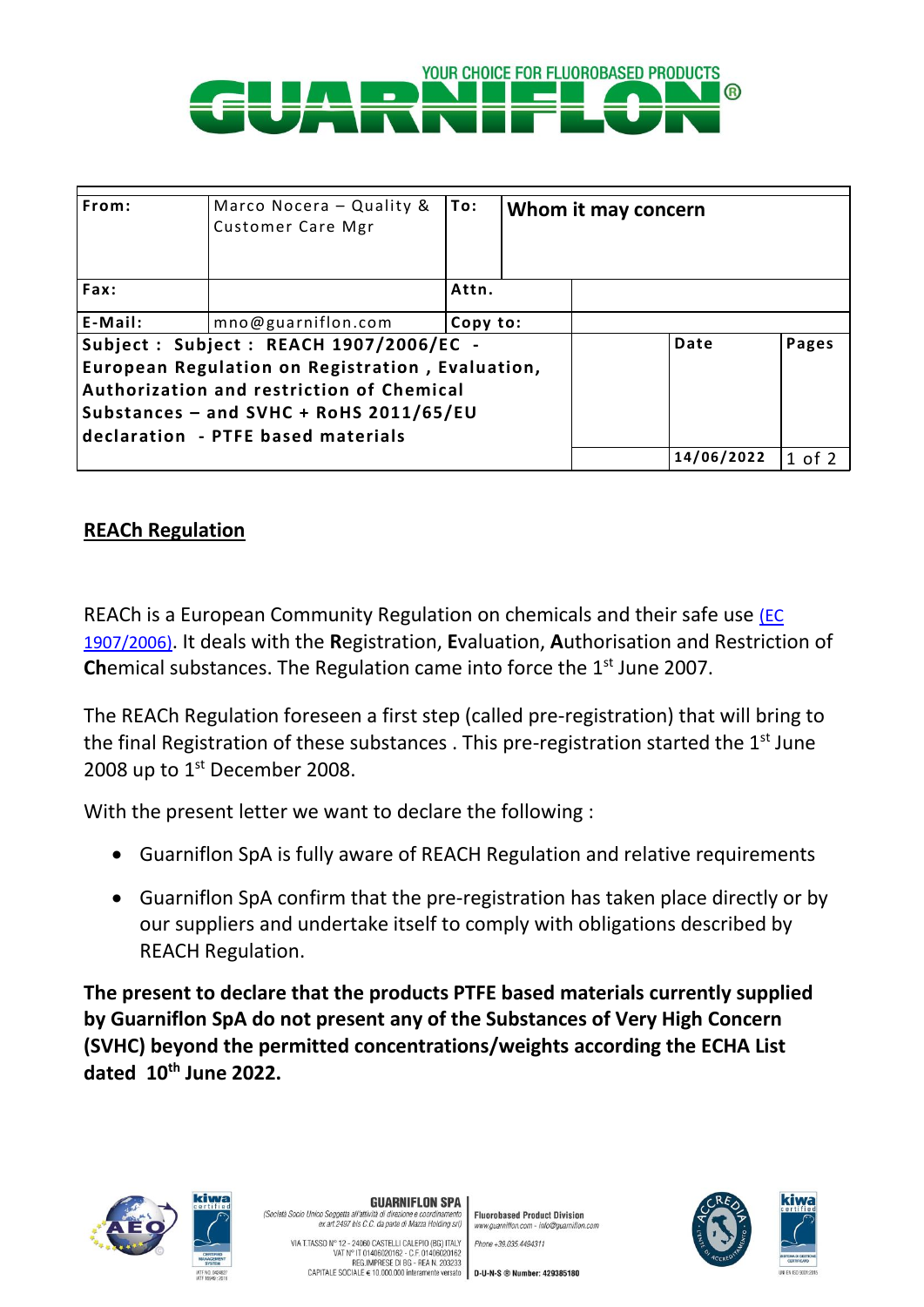YOUR CHOICE FOR FLUOROBASED PRODUCTS

GUARNIFLON®

| From: | Marco Nocera – Quality & Customer Care Mgr | To: | Whom it may concern | | |
|---|---|---|---|---|---|
| Fax: | | Attn. | | | |
| E-Mail: | mno@guarniflon.com | Copy to: | | | |
| Subject : Subject : REACH 1907/2006/EC - European Regulation on Registration , Evaluation, Authorization and restriction of Chemical Substances – and SVHC + RoHS 2011/65/EU declaration - PTFE based materials | | | | Date | Pages |
| | | | | 14/06/2022 | 1 of 2 |

## REACh Regulation

REACh is a European Community Regulation on chemicals and their safe use (EC 1907/2006). It deals with the **R**egistration, **E**valuation, **A**uthorisation and Restriction of **Ch**emical substances. The Regulation came into force the 1st June 2007.

The REACh Regulation foreseen a first step (called pre-registration) that will bring to the final Registration of these substances . This pre-registration started the 1st June 2008 up to 1st December 2008.

With the present letter we want to declare the following :

- Guarniflon SpA is fully aware of REACH Regulation and relative requirements
- Guarniflon SpA confirm that the pre-registration has taken place directly or by our suppliers and undertake itself to comply with obligations described by REACH Regulation.

**The present to declare that the products PTFE based materials currently supplied by Guarniflon SpA do not present any of the Substances of Very High Concern (SVHC) beyond the permitted concentrations/weights according the ECHA List dated 10th June 2022.**

GUARNIFLON SPA
(Società Socio Unico Soggetta all'attività di direzione e coordinamento ex art.2497 bis C.C. da parte di Mazza Holding srl)
VIA T.TASSO N° 12 - 24060 CASTELLI CALEPIO (BG) ITALY
VAT N° IT 01406020162 - C.F. 01406020162
REG.IMPRESE DI BG - REA N. 203233
CAPITALE SOCIALE € 10.000.000 interamente versato

Fluorobased Product Division
www.guarniflon.com - info@guarniflon.com
Phone +39.035.4494311
D-U-N-S ® Number: 429385180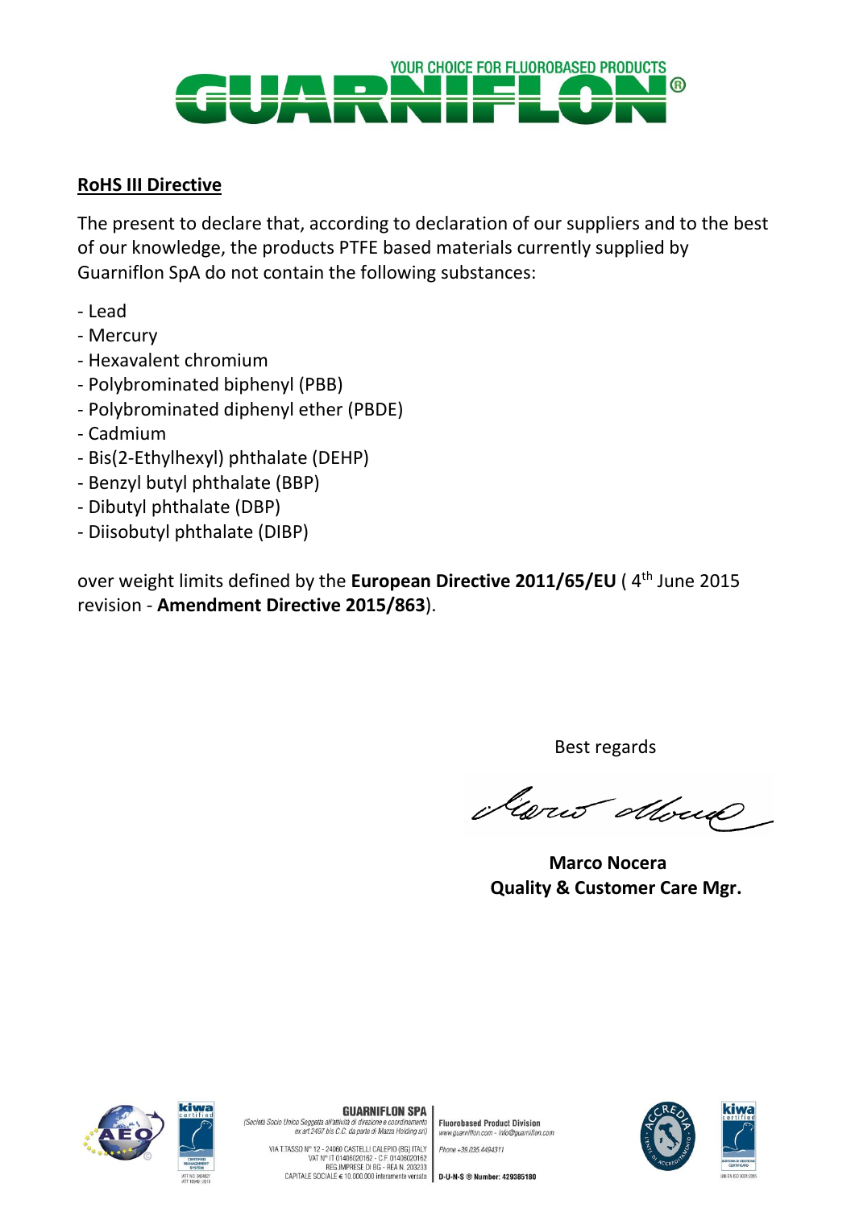## RoHS III Directive

The present to declare that, according to declaration of our suppliers and to the best of our knowledge, the products PTFE based materials currently supplied by Guarniflon SpA do not contain the following substances:

- Lead
- Mercury
- Hexavalent chromium
- Polybrominated biphenyl (PBB)
- Polybrominated diphenyl ether (PBDE)
- Cadmium
- Bis(2-Ethylhexyl) phthalate (DEHP)
- Benzyl butyl phthalate (BBP)
- Dibutyl phthalate (DBP)
- Diisobutyl phthalate (DIBP)

over weight limits defined by the **European Directive 2011/65/EU** ( 4th June 2015 revision - **Amendment Directive 2015/863**).

Best regards

**Marco Nocera**
**Quality & Customer Care Mgr.**

GUARNIFLON SPA
(Società Socio Unico Soggetta all'attività di direzione e coordinamento ex art.2497 bis C.C. da parte di Mazza Holding srl)
VIA T.TASSO N° 12 - 24060 CASTELLI CALEPIO (BG) ITALY
VAT N° IT 01406020162 - C.F. 01406020162
REG.IMPRESE DI BG - REA N. 203233
CAPITALE SOCIALE € 10.000.000 interamente versato

Fluorobased Product Division
www.guarniflon.com - info@guarniflon.com
Phone +39.035.4494311
D-U-N-S ® Number: 429385180